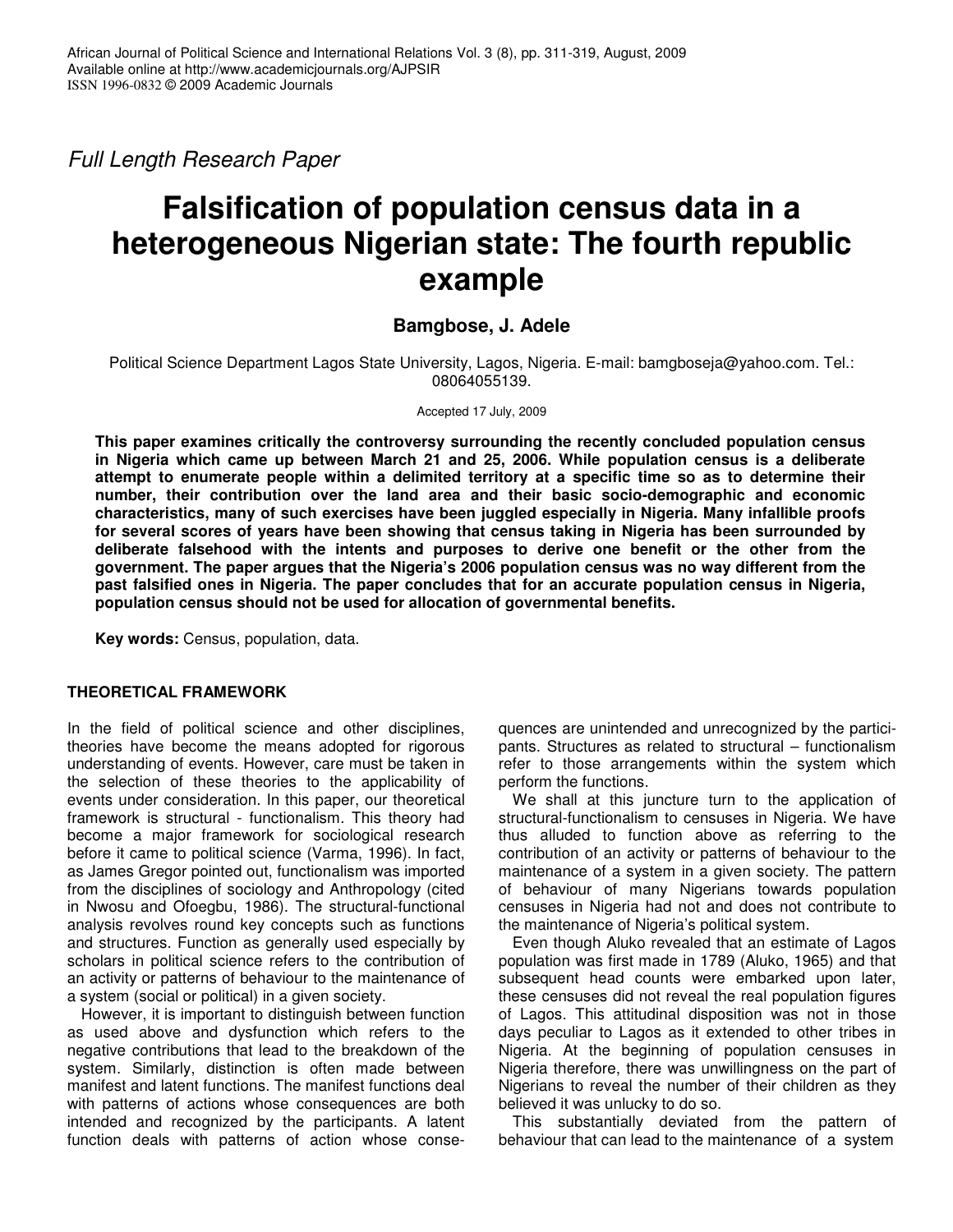*Full Length Research Paper*

# Falsification of population census data in a heterogeneous Nigerian state: The fourth republic example

**Bamgbose, J. Adele**

Political Science Department Lagos State University, Lagos, Nigeria. E-mail: bamgboseja@yahoo.com. Tel.: 08064055139.

Accepted 17 July, 2009

**This paper examines critically the controversy surrounding the recently concluded population census in Nigeria which came up between March 21 and 25, 2006. While population census is a deliberate attempt to enumerate people within a delimited territory at a specific time so as to determine their number, their contribution over the land area and their basic socio-demographic and economic characteristics, many of such exercises have been juggled especially in Nigeria. Many infallible proofs for several scores of years have been showing that census taking in Nigeria has been surrounded by deliberate falsehood with the intents and purposes to derive one benefit or the other from the government. The paper argues that the Nigeria's 2006 population census was no way different from the past falsified ones in Nigeria. The paper concludes that for an accurate population census in Nigeria, population census should not be used for allocation of governmental benefits.**

**Key words:** Census, population, data.

## THEORETICAL FRAMEWORK

In the field of political science and other disciplines, theories have become the means adopted for rigorous understanding of events. However, care must be taken in the selection of these theories to the applicability of events under consideration. In this paper, our theoretical framework is structural - functionalism. This theory had become a major framework for sociological research before it came to political science (Varma, 1996). In fact, as James Gregor pointed out, functionalism was imported from the disciplines of sociology and Anthropology (cited in Nwosu and Ofoegbu, 1986). The structural-functional analysis revolves round key concepts such as functions and structures. Function as generally used especially by scholars in political science refers to the contribution of an activity or patterns of behaviour to the maintenance of a system (social or political) in a given society.

However, it is important to distinguish between function as used above and dysfunction which refers to the negative contributions that lead to the breakdown of the system. Similarly, distinction is often made between manifest and latent functions. The manifest functions deal with patterns of actions whose consequences are both intended and recognized by the participants. A latent function deals with patterns of action whose consequences are unintended and unrecognized by the participants. Structures as related to structural – functionalism refer to those arrangements within the system which perform the functions.

We shall at this juncture turn to the application of structural-functionalism to censuses in Nigeria. We have thus alluded to function above as referring to the contribution of an activity or patterns of behaviour to the maintenance of a system in a given society. The pattern of behaviour of many Nigerians towards population censuses in Nigeria had not and does not contribute to the maintenance of Nigeria's political system.

Even though Aluko revealed that an estimate of Lagos population was first made in 1789 (Aluko, 1965) and that subsequent head counts were embarked upon later, these censuses did not reveal the real population figures of Lagos. This attitudinal disposition was not in those days peculiar to Lagos as it extended to other tribes in Nigeria. At the beginning of population censuses in Nigeria therefore, there was unwillingness on the part of Nigerians to reveal the number of their children as they believed it was unlucky to do so.

This substantially deviated from the pattern of behaviour that can lead to the maintenance of a system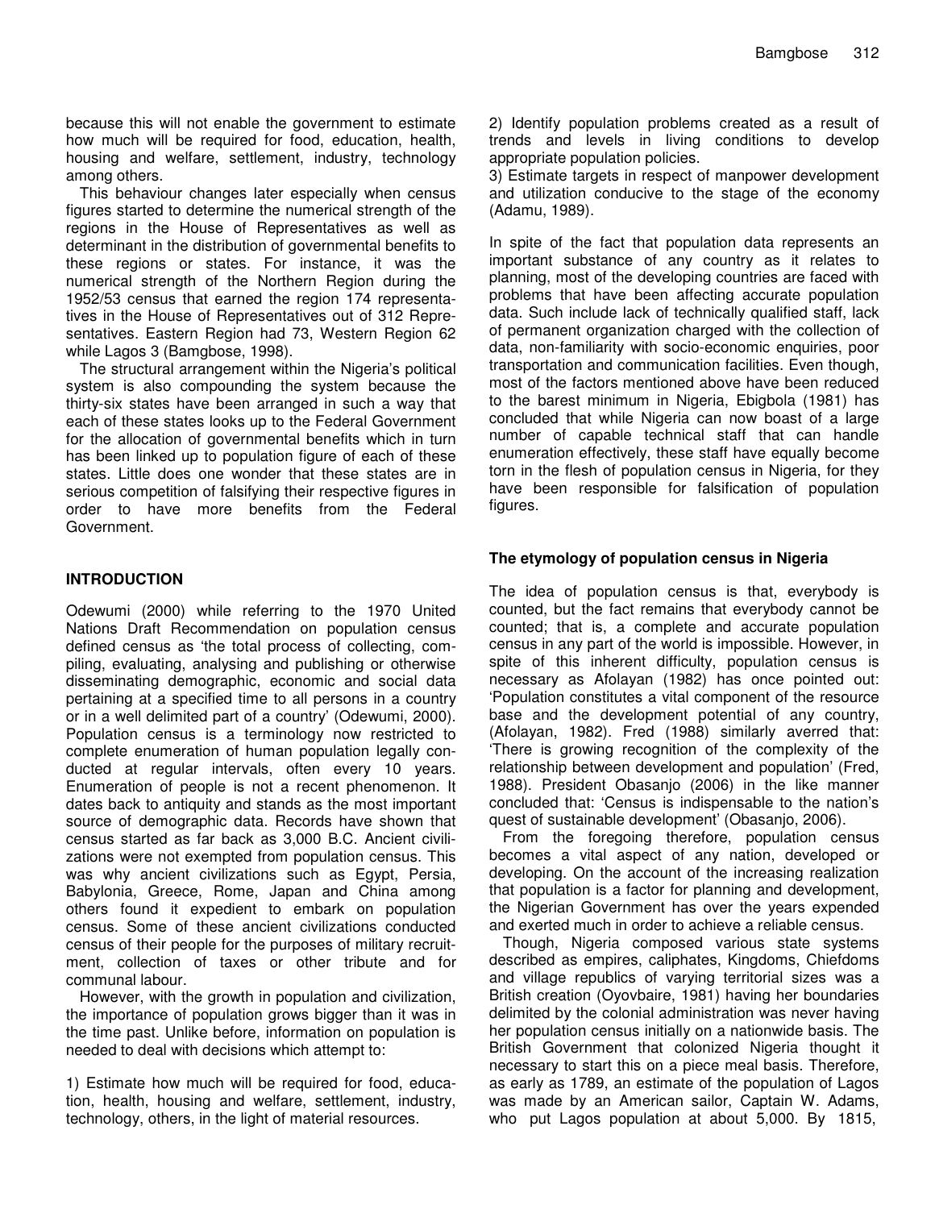because this will not enable the government to estimate how much will be required for food, education, health, housing and welfare, settlement, industry, technology among others.

This behaviour changes later especially when census figures started to determine the numerical strength of the regions in the House of Representatives as well as determinant in the distribution of governmental benefits to these regions or states. For instance, it was the numerical strength of the Northern Region during the 1952/53 census that earned the region 174 representatives in the House of Representatives out of 312 Representatives. Eastern Region had 73, Western Region 62 while Lagos 3 (Bamgbose, 1998).

The structural arrangement within the Nigeria's political system is also compounding the system because the thirty-six states have been arranged in such a way that each of these states looks up to the Federal Government for the allocation of governmental benefits which in turn has been linked up to population figure of each of these states. Little does one wonder that these states are in serious competition of falsifying their respective figures in order to have more benefits from the Federal Government.

## INTRODUCTION

Odewumi (2000) while referring to the 1970 United Nations Draft Recommendation on population census defined census as 'the total process of collecting, compiling, evaluating, analysing and publishing or otherwise disseminating demographic, economic and social data pertaining at a specified time to all persons in a country or in a well delimited part of a country' (Odewumi, 2000). Population census is a terminology now restricted to complete enumeration of human population legally conducted at regular intervals, often every 10 years. Enumeration of people is not a recent phenomenon. It dates back to antiquity and stands as the most important source of demographic data. Records have shown that census started as far back as 3,000 B.C. Ancient civilizations were not exempted from population census. This was why ancient civilizations such as Egypt, Persia, Babylonia, Greece, Rome, Japan and China among others found it expedient to embark on population census. Some of these ancient civilizations conducted census of their people for the purposes of military recruitment, collection of taxes or other tribute and for communal labour.

However, with the growth in population and civilization, the importance of population grows bigger than it was in the time past. Unlike before, information on population is needed to deal with decisions which attempt to:

1) Estimate how much will be required for food, education, health, housing and welfare, settlement, industry, technology, others, in the light of material resources.
2) Identify population problems created as a result of trends and levels in living conditions to develop appropriate population policies.
3) Estimate targets in respect of manpower development and utilization conducive to the stage of the economy (Adamu, 1989).

In spite of the fact that population data represents an important substance of any country as it relates to planning, most of the developing countries are faced with problems that have been affecting accurate population data. Such include lack of technically qualified staff, lack of permanent organization charged with the collection of data, non-familiarity with socio-economic enquiries, poor transportation and communication facilities. Even though, most of the factors mentioned above have been reduced to the barest minimum in Nigeria, Ebigbola (1981) has concluded that while Nigeria can now boast of a large number of capable technical staff that can handle enumeration effectively, these staff have equally become torn in the flesh of population census in Nigeria, for they have been responsible for falsification of population figures.

### The etymology of population census in Nigeria

The idea of population census is that, everybody is counted, but the fact remains that everybody cannot be counted; that is, a complete and accurate population census in any part of the world is impossible. However, in spite of this inherent difficulty, population census is necessary as Afolayan (1982) has once pointed out: 'Population constitutes a vital component of the resource base and the development potential of any country, (Afolayan, 1982). Fred (1988) similarly averred that: 'There is growing recognition of the complexity of the relationship between development and population' (Fred, 1988). President Obasanjo (2006) in the like manner concluded that: 'Census is indispensable to the nation's quest of sustainable development' (Obasanjo, 2006).

From the foregoing therefore, population census becomes a vital aspect of any nation, developed or developing. On the account of the increasing realization that population is a factor for planning and development, the Nigerian Government has over the years expended and exerted much in order to achieve a reliable census.

Though, Nigeria composed various state systems described as empires, caliphates, Kingdoms, Chiefdoms and village republics of varying territorial sizes was a British creation (Oyovbaire, 1981) having her boundaries delimited by the colonial administration was never having her population census initially on a nationwide basis. The British Government that colonized Nigeria thought it necessary to start this on a piece meal basis. Therefore, as early as 1789, an estimate of the population of Lagos was made by an American sailor, Captain W. Adams, who put Lagos population at about 5,000. By 1815,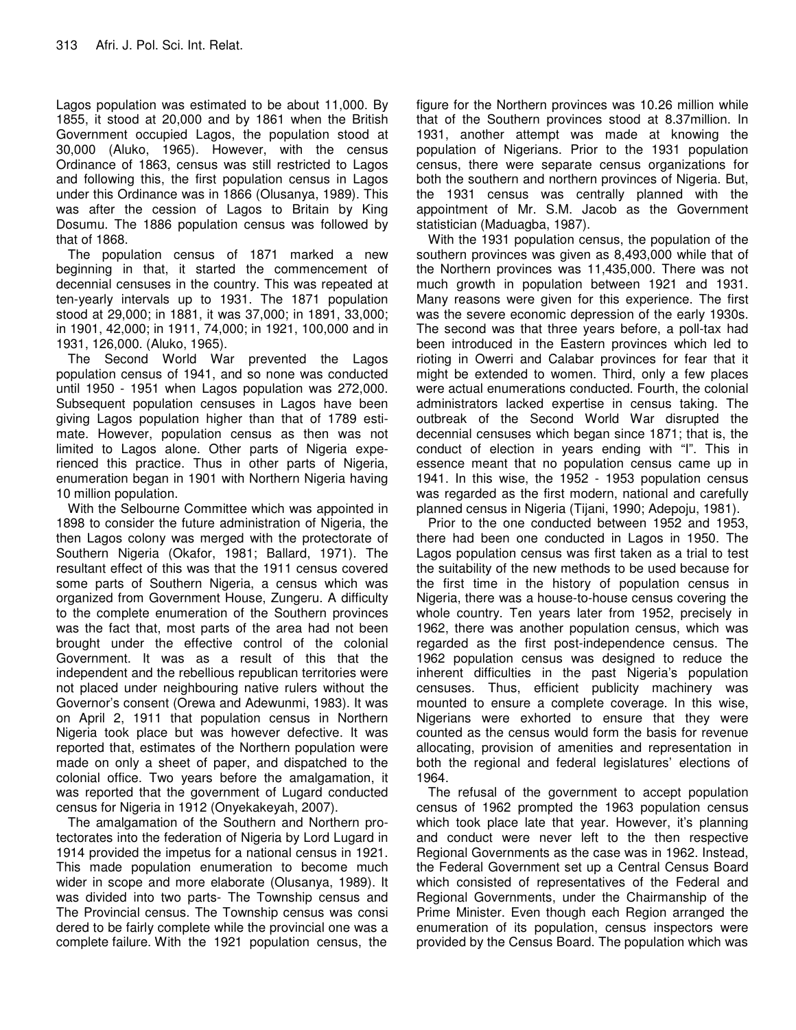Lagos population was estimated to be about 11,000. By 1855, it stood at 20,000 and by 1861 when the British Government occupied Lagos, the population stood at 30,000 (Aluko, 1965). However, with the census Ordinance of 1863, census was still restricted to Lagos and following this, the first population census in Lagos under this Ordinance was in 1866 (Olusanya, 1989). This was after the cession of Lagos to Britain by King Dosumu. The 1886 population census was followed by that of 1868.

The population census of 1871 marked a new beginning in that, it started the commencement of decennial censuses in the country. This was repeated at ten-yearly intervals up to 1931. The 1871 population stood at 29,000; in 1881, it was 37,000; in 1891, 33,000; in 1901, 42,000; in 1911, 74,000; in 1921, 100,000 and in 1931, 126,000. (Aluko, 1965).

The Second World War prevented the Lagos population census of 1941, and so none was conducted until 1950 - 1951 when Lagos population was 272,000. Subsequent population censuses in Lagos have been giving Lagos population higher than that of 1789 estimate. However, population census as then was not limited to Lagos alone. Other parts of Nigeria experienced this practice. Thus in other parts of Nigeria, enumeration began in 1901 with Northern Nigeria having 10 million population.

With the Selbourne Committee which was appointed in 1898 to consider the future administration of Nigeria, the then Lagos colony was merged with the protectorate of Southern Nigeria (Okafor, 1981; Ballard, 1971). The resultant effect of this was that the 1911 census covered some parts of Southern Nigeria, a census which was organized from Government House, Zungeru. A difficulty to the complete enumeration of the Southern provinces was the fact that, most parts of the area had not been brought under the effective control of the colonial Government. It was as a result of this that the independent and the rebellious republican territories were not placed under neighbouring native rulers without the Governor's consent (Orewa and Adewunmi, 1983). It was on April 2, 1911 that population census in Northern Nigeria took place but was however defective. It was reported that, estimates of the Northern population were made on only a sheet of paper, and dispatched to the colonial office. Two years before the amalgamation, it was reported that the government of Lugard conducted census for Nigeria in 1912 (Onyekakeyah, 2007).

The amalgamation of the Southern and Northern protectorates into the federation of Nigeria by Lord Lugard in 1914 provided the impetus for a national census in 1921. This made population enumeration to become much wider in scope and more elaborate (Olusanya, 1989). It was divided into two parts- The Township census and The Provincial census. The Township census was considered to be fairly complete while the provincial one was a complete failure. With the 1921 population census, the figure for the Northern provinces was 10.26 million while that of the Southern provinces stood at 8.37million. In 1931, another attempt was made at knowing the population of Nigerians. Prior to the 1931 population census, there were separate census organizations for both the southern and northern provinces of Nigeria. But, the 1931 census was centrally planned with the appointment of Mr. S.M. Jacob as the Government statistician (Maduagba, 1987).

With the 1931 population census, the population of the southern provinces was given as 8,493,000 while that of the Northern provinces was 11,435,000. There was not much growth in population between 1921 and 1931. Many reasons were given for this experience. The first was the severe economic depression of the early 1930s. The second was that three years before, a poll-tax had been introduced in the Eastern provinces which led to rioting in Owerri and Calabar provinces for fear that it might be extended to women. Third, only a few places were actual enumerations conducted. Fourth, the colonial administrators lacked expertise in census taking. The outbreak of the Second World War disrupted the decennial censuses which began since 1871; that is, the conduct of election in years ending with "I". This in essence meant that no population census came up in 1941. In this wise, the 1952 - 1953 population census was regarded as the first modern, national and carefully planned census in Nigeria (Tijani, 1990; Adepoju, 1981).

Prior to the one conducted between 1952 and 1953, there had been one conducted in Lagos in 1950. The Lagos population census was first taken as a trial to test the suitability of the new methods to be used because for the first time in the history of population census in Nigeria, there was a house-to-house census covering the whole country. Ten years later from 1952, precisely in 1962, there was another population census, which was regarded as the first post-independence census. The 1962 population census was designed to reduce the inherent difficulties in the past Nigeria's population censuses. Thus, efficient publicity machinery was mounted to ensure a complete coverage. In this wise, Nigerians were exhorted to ensure that they were counted as the census would form the basis for revenue allocating, provision of amenities and representation in both the regional and federal legislatures' elections of 1964.

The refusal of the government to accept population census of 1962 prompted the 1963 population census which took place late that year. However, it's planning and conduct were never left to the then respective Regional Governments as the case was in 1962. Instead, the Federal Government set up a Central Census Board which consisted of representatives of the Federal and Regional Governments, under the Chairmanship of the Prime Minister. Even though each Region arranged the enumeration of its population, census inspectors were provided by the Census Board. The population which was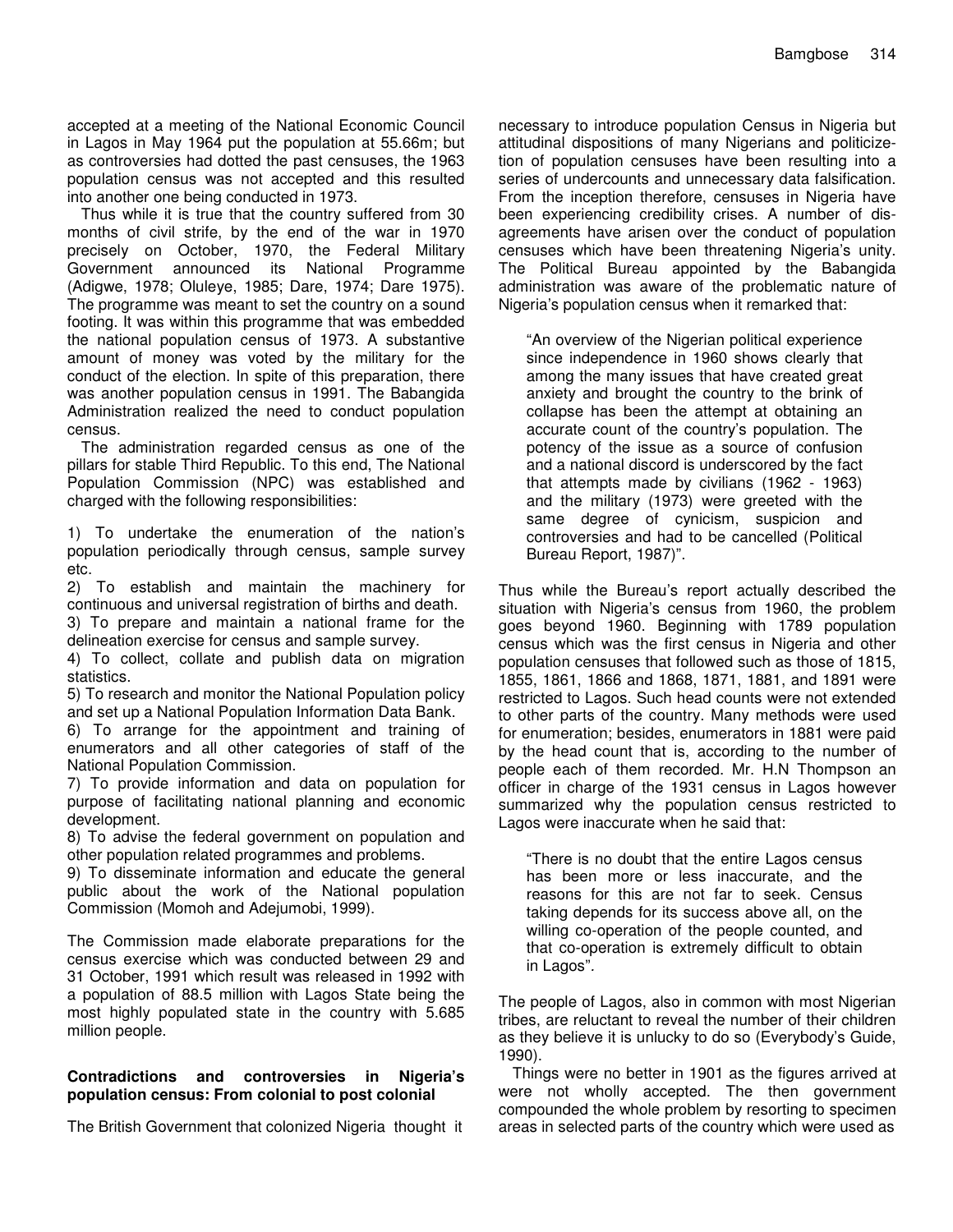accepted at a meeting of the National Economic Council in Lagos in May 1964 put the population at 55.66m; but as controversies had dotted the past censuses, the 1963 population census was not accepted and this resulted into another one being conducted in 1973.

Thus while it is true that the country suffered from 30 months of civil strife, by the end of the war in 1970 precisely on October, 1970, the Federal Military Government announced its National Programme (Adigwe, 1978; Oluleye, 1985; Dare, 1974; Dare 1975). The programme was meant to set the country on a sound footing. It was within this programme that was embedded the national population census of 1973. A substantive amount of money was voted by the military for the conduct of the election. In spite of this preparation, there was another population census in 1991. The Babangida Administration realized the need to conduct population census.

The administration regarded census as one of the pillars for stable Third Republic. To this end, The National Population Commission (NPC) was established and charged with the following responsibilities:

1) To undertake the enumeration of the nation's population periodically through census, sample survey etc.
2) To establish and maintain the machinery for continuous and universal registration of births and death.
3) To prepare and maintain a national frame for the delineation exercise for census and sample survey.
4) To collect, collate and publish data on migration statistics.
5) To research and monitor the National Population policy and set up a National Population Information Data Bank.
6) To arrange for the appointment and training of enumerators and all other categories of staff of the National Population Commission.
7) To provide information and data on population for purpose of facilitating national planning and economic development.
8) To advise the federal government on population and other population related programmes and problems.
9) To disseminate information and educate the general public about the work of the National population Commission (Momoh and Adejumobi, 1999).

The Commission made elaborate preparations for the census exercise which was conducted between 29 and 31 October, 1991 which result was released in 1992 with a population of 88.5 million with Lagos State being the most highly populated state in the country with 5.685 million people.

### Contradictions and controversies in Nigeria's population census: From colonial to post colonial

The British Government that colonized Nigeria thought it necessary to introduce population Census in Nigeria but attitudinal dispositions of many Nigerians and politicize-tion of population censuses have been resulting into a series of undercounts and unnecessary data falsification. From the inception therefore, censuses in Nigeria have been experiencing credibility crises. A number of dis-agreements have arisen over the conduct of population censuses which have been threatening Nigeria's unity. The Political Bureau appointed by the Babangida administration was aware of the problematic nature of Nigeria's population census when it remarked that:

> "An overview of the Nigerian political experience since independence in 1960 shows clearly that among the many issues that have created great anxiety and brought the country to the brink of collapse has been the attempt at obtaining an accurate count of the country's population. The potency of the issue as a source of confusion and a national discord is underscored by the fact that attempts made by civilians (1962 - 1963) and the military (1973) were greeted with the same degree of cynicism, suspicion and controversies and had to be cancelled (Political Bureau Report, 1987)".

Thus while the Bureau's report actually described the situation with Nigeria's census from 1960, the problem goes beyond 1960. Beginning with 1789 population census which was the first census in Nigeria and other population censuses that followed such as those of 1815, 1855, 1861, 1866 and 1868, 1871, 1881, and 1891 were restricted to Lagos. Such head counts were not extended to other parts of the country. Many methods were used for enumeration; besides, enumerators in 1881 were paid by the head count that is, according to the number of people each of them recorded. Mr. H.N Thompson an officer in charge of the 1931 census in Lagos however summarized why the population census restricted to Lagos were inaccurate when he said that:

> "There is no doubt that the entire Lagos census has been more or less inaccurate, and the reasons for this are not far to seek. Census taking depends for its success above all, on the willing co-operation of the people counted, and that co-operation is extremely difficult to obtain in Lagos".

The people of Lagos, also in common with most Nigerian tribes, are reluctant to reveal the number of their children as they believe it is unlucky to do so (Everybody's Guide, 1990).

Things were no better in 1901 as the figures arrived at were not wholly accepted. The then government compounded the whole problem by resorting to specimen areas in selected parts of the country which were used as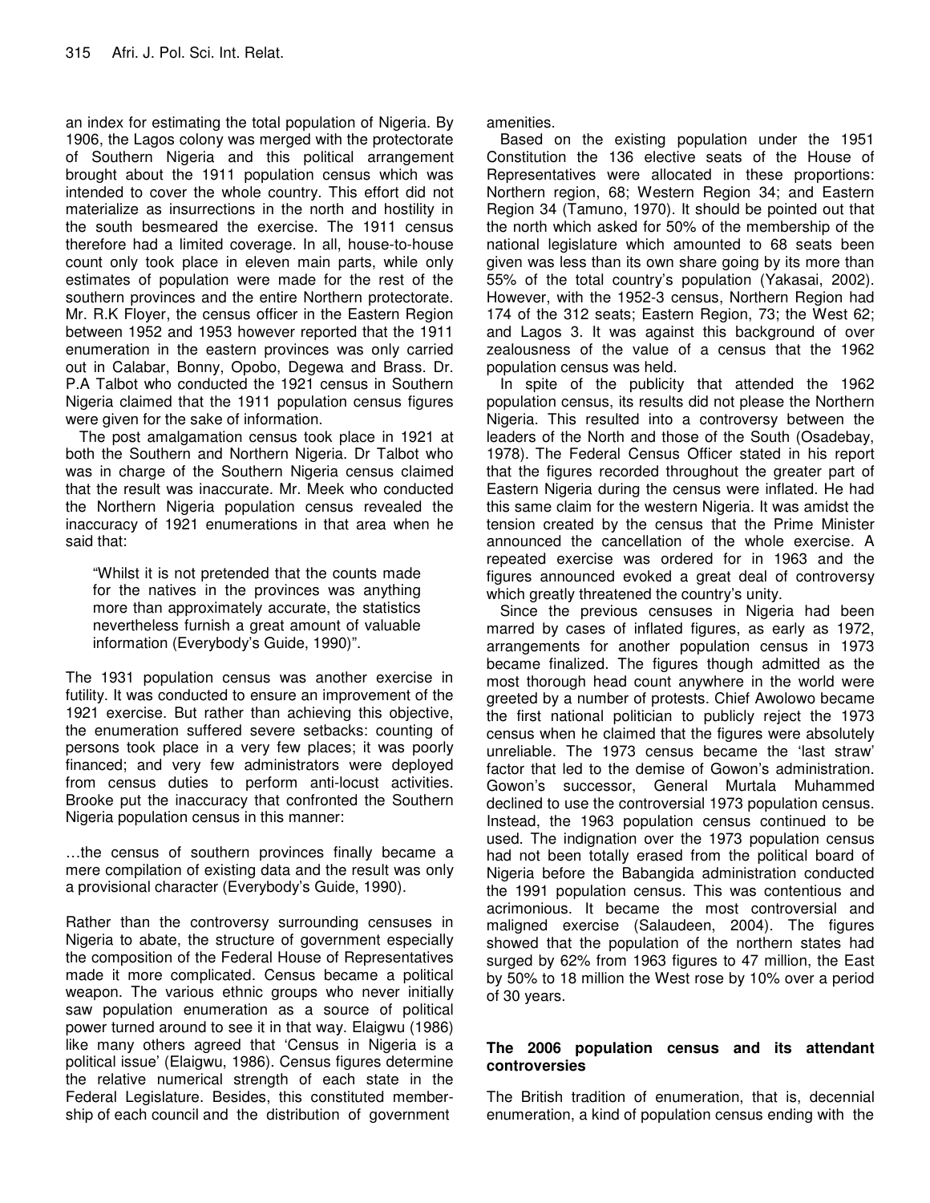an index for estimating the total population of Nigeria. By 1906, the Lagos colony was merged with the protectorate of Southern Nigeria and this political arrangement brought about the 1911 population census which was intended to cover the whole country. This effort did not materialize as insurrections in the north and hostility in the south besmeared the exercise. The 1911 census therefore had a limited coverage. In all, house-to-house count only took place in eleven main parts, while only estimates of population were made for the rest of the southern provinces and the entire Northern protectorate. Mr. R.K Floyer, the census officer in the Eastern Region between 1952 and 1953 however reported that the 1911 enumeration in the eastern provinces was only carried out in Calabar, Bonny, Opobo, Degewa and Brass. Dr. P.A Talbot who conducted the 1921 census in Southern Nigeria claimed that the 1911 population census figures were given for the sake of information.

The post amalgamation census took place in 1921 at both the Southern and Northern Nigeria. Dr Talbot who was in charge of the Southern Nigeria census claimed that the result was inaccurate. Mr. Meek who conducted the Northern Nigeria population census revealed the inaccuracy of 1921 enumerations in that area when he said that:

> "Whilst it is not pretended that the counts made for the natives in the provinces was anything more than approximately accurate, the statistics nevertheless furnish a great amount of valuable information (Everybody's Guide, 1990)".

The 1931 population census was another exercise in futility. It was conducted to ensure an improvement of the 1921 exercise. But rather than achieving this objective, the enumeration suffered severe setbacks: counting of persons took place in a very few places; it was poorly financed; and very few administrators were deployed from census duties to perform anti-locust activities. Brooke put the inaccuracy that confronted the Southern Nigeria population census in this manner:

…the census of southern provinces finally became a mere compilation of existing data and the result was only a provisional character (Everybody's Guide, 1990).

Rather than the controversy surrounding censuses in Nigeria to abate, the structure of government especially the composition of the Federal House of Representatives made it more complicated. Census became a political weapon. The various ethnic groups who never initially saw population enumeration as a source of political power turned around to see it in that way. Elaigwu (1986) like many others agreed that 'Census in Nigeria is a political issue' (Elaigwu, 1986). Census figures determine the relative numerical strength of each state in the Federal Legislature. Besides, this constituted membership of each council and the distribution of government amenities.

Based on the existing population under the 1951 Constitution the 136 elective seats of the House of Representatives were allocated in these proportions: Northern region, 68; Western Region 34; and Eastern Region 34 (Tamuno, 1970). It should be pointed out that the north which asked for 50% of the membership of the national legislature which amounted to 68 seats been given was less than its own share going by its more than 55% of the total country's population (Yakasai, 2002). However, with the 1952-3 census, Northern Region had 174 of the 312 seats; Eastern Region, 73; the West 62; and Lagos 3. It was against this background of over zealousness of the value of a census that the 1962 population census was held.

In spite of the publicity that attended the 1962 population census, its results did not please the Northern Nigeria. This resulted into a controversy between the leaders of the North and those of the South (Osadebay, 1978). The Federal Census Officer stated in his report that the figures recorded throughout the greater part of Eastern Nigeria during the census were inflated. He had this same claim for the western Nigeria. It was amidst the tension created by the census that the Prime Minister announced the cancellation of the whole exercise. A repeated exercise was ordered for in 1963 and the figures announced evoked a great deal of controversy which greatly threatened the country's unity.

Since the previous censuses in Nigeria had been marred by cases of inflated figures, as early as 1972, arrangements for another population census in 1973 became finalized. The figures though admitted as the most thorough head count anywhere in the world were greeted by a number of protests. Chief Awolowo became the first national politician to publicly reject the 1973 census when he claimed that the figures were absolutely unreliable. The 1973 census became the 'last straw' factor that led to the demise of Gowon's administration. Gowon's successor, General Murtala Muhammed declined to use the controversial 1973 population census. Instead, the 1963 population census continued to be used. The indignation over the 1973 population census had not been totally erased from the political board of Nigeria before the Babangida administration conducted the 1991 population census. This was contentious and acrimonious. It became the most controversial and maligned exercise (Salaudeen, 2004). The figures showed that the population of the northern states had surged by 62% from 1963 figures to 47 million, the East by 50% to 18 million the West rose by 10% over a period of 30 years.

## The 2006 population census and its attendant controversies

The British tradition of enumeration, that is, decennial enumeration, a kind of population census ending with the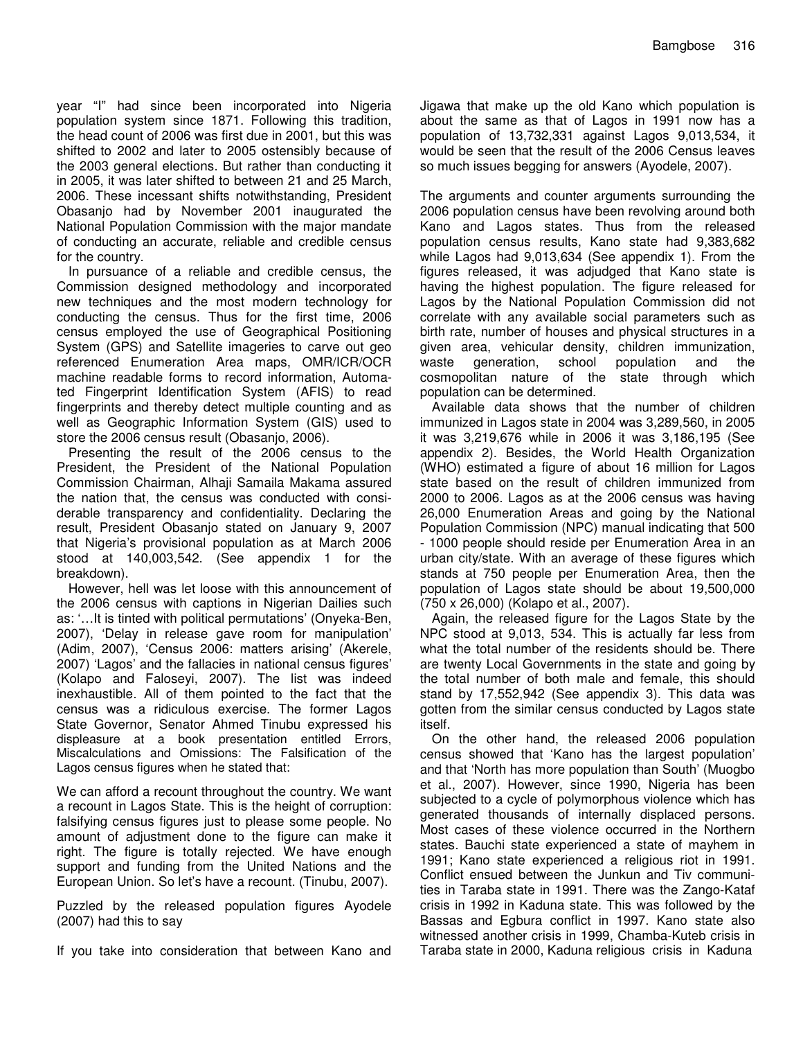year "I" had since been incorporated into Nigeria population system since 1871. Following this tradition, the head count of 2006 was first due in 2001, but this was shifted to 2002 and later to 2005 ostensibly because of the 2003 general elections. But rather than conducting it in 2005, it was later shifted to between 21 and 25 March, 2006. These incessant shifts notwithstanding, President Obasanjo had by November 2001 inaugurated the National Population Commission with the major mandate of conducting an accurate, reliable and credible census for the country.

In pursuance of a reliable and credible census, the Commission designed methodology and incorporated new techniques and the most modern technology for conducting the census. Thus for the first time, 2006 census employed the use of Geographical Positioning System (GPS) and Satellite imageries to carve out geo referenced Enumeration Area maps, OMR/ICR/OCR machine readable forms to record information, Automated Fingerprint Identification System (AFIS) to read fingerprints and thereby detect multiple counting and as well as Geographic Information System (GIS) used to store the 2006 census result (Obasanjo, 2006).

Presenting the result of the 2006 census to the President, the President of the National Population Commission Chairman, Alhaji Samaila Makama assured the nation that, the census was conducted with considerable transparency and confidentiality. Declaring the result, President Obasanjo stated on January 9, 2007 that Nigeria's provisional population as at March 2006 stood at 140,003,542. (See appendix 1 for the breakdown).

However, hell was let loose with this announcement of the 2006 census with captions in Nigerian Dailies such as: '…It is tinted with political permutations' (Onyeka-Ben, 2007), 'Delay in release gave room for manipulation' (Adim, 2007), 'Census 2006: matters arising' (Akerele, 2007) 'Lagos' and the fallacies in national census figures' (Kolapo and Faloseyi, 2007). The list was indeed inexhaustible. All of them pointed to the fact that the census was a ridiculous exercise. The former Lagos State Governor, Senator Ahmed Tinubu expressed his displeasure at a book presentation entitled Errors, Miscalculations and Omissions: The Falsification of the Lagos census figures when he stated that:

We can afford a recount throughout the country. We want a recount in Lagos State. This is the height of corruption: falsifying census figures just to please some people. No amount of adjustment done to the figure can make it right. The figure is totally rejected. We have enough support and funding from the United Nations and the European Union. So let's have a recount. (Tinubu, 2007).

Puzzled by the released population figures Ayodele (2007) had this to say

If you take into consideration that between Kano and Jigawa that make up the old Kano which population is about the same as that of Lagos in 1991 now has a population of 13,732,331 against Lagos 9,013,534, it would be seen that the result of the 2006 Census leaves so much issues begging for answers (Ayodele, 2007).

The arguments and counter arguments surrounding the 2006 population census have been revolving around both Kano and Lagos states. Thus from the released population census results, Kano state had 9,383,682 while Lagos had 9,013,634 (See appendix 1). From the figures released, it was adjudged that Kano state is having the highest population. The figure released for Lagos by the National Population Commission did not correlate with any available social parameters such as birth rate, number of houses and physical structures in a given area, vehicular density, children immunization, waste generation, school population and the cosmopolitan nature of the state through which population can be determined.

Available data shows that the number of children immunized in Lagos state in 2004 was 3,289,560, in 2005 it was 3,219,676 while in 2006 it was 3,186,195 (See appendix 2). Besides, the World Health Organization (WHO) estimated a figure of about 16 million for Lagos state based on the result of children immunized from 2000 to 2006. Lagos as at the 2006 census was having 26,000 Enumeration Areas and going by the National Population Commission (NPC) manual indicating that 500 - 1000 people should reside per Enumeration Area in an urban city/state. With an average of these figures which stands at 750 people per Enumeration Area, then the population of Lagos state should be about 19,500,000 (750 x 26,000) (Kolapo et al., 2007).

Again, the released figure for the Lagos State by the NPC stood at 9,013, 534. This is actually far less from what the total number of the residents should be. There are twenty Local Governments in the state and going by the total number of both male and female, this should stand by 17,552,942 (See appendix 3). This data was gotten from the similar census conducted by Lagos state itself.

On the other hand, the released 2006 population census showed that 'Kano has the largest population' and that 'North has more population than South' (Muogbo et al., 2007). However, since 1990, Nigeria has been subjected to a cycle of polymorphous violence which has generated thousands of internally displaced persons. Most cases of these violence occurred in the Northern states. Bauchi state experienced a state of mayhem in 1991; Kano state experienced a religious riot in 1991. Conflict ensued between the Junkun and Tiv communities in Taraba state in 1991. There was the Zango-Kataf crisis in 1992 in Kaduna state. This was followed by the Bassas and Egbura conflict in 1997. Kano state also witnessed another crisis in 1999, Chamba-Kuteb crisis in Taraba state in 2000, Kaduna religious crisis in Kaduna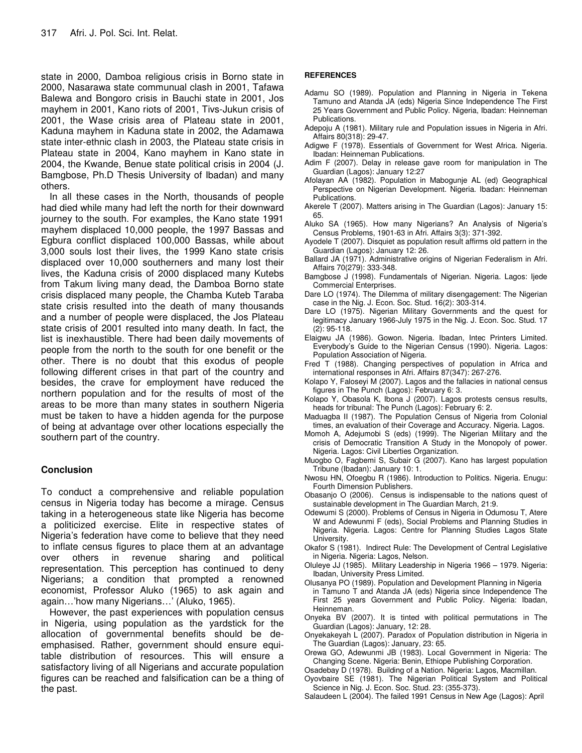state in 2000, Damboa religious crisis in Borno state in 2000, Nasarawa state communual clash in 2001, Tafawa Balewa and Bongoro crisis in Bauchi state in 2001, Jos mayhem in 2001, Kano riots of 2001, Tivs-Jukun crisis of 2001, the Wase crisis area of Plateau state in 2001, Kaduna mayhem in Kaduna state in 2002, the Adamawa state inter-ethnic clash in 2003, the Plateau state crisis in Plateau state in 2004, Kano mayhem in Kano state in 2004, the Kwande, Benue state political crisis in 2004 (J. Bamgbose, Ph.D Thesis University of Ibadan) and many others.

In all these cases in the North, thousands of people had died while many had left the north for their downward journey to the south. For examples, the Kano state 1991 mayhem displaced 10,000 people, the 1997 Bassas and Egbura conflict displaced 100,000 Bassas, while about 3,000 souls lost their lives, the 1999 Kano state crisis displaced over 10,000 southerners and many lost their lives, the Kaduna crisis of 2000 displaced many Kutebs from Takum living many dead, the Damboa Borno state crisis displaced many people, the Chamba Kuteb Taraba state crisis resulted into the death of many thousands and a number of people were displaced, the Jos Plateau state crisis of 2001 resulted into many death. In fact, the list is inexhaustible. There had been daily movements of people from the north to the south for one benefit or the other. There is no doubt that this exodus of people following different crises in that part of the country and besides, the crave for employment have reduced the northern population and for the results of most of the areas to be more than many states in southern Nigeria must be taken to have a hidden agenda for the purpose of being at advantage over other locations especially the southern part of the country.

## Conclusion

To conduct a comprehensive and reliable population census in Nigeria today has become a mirage. Census taking in a heterogeneous state like Nigeria has become a politicized exercise. Elite in respective states of Nigeria's federation have come to believe that they need to inflate census figures to place them at an advantage over others in revenue sharing and political representation. This perception has continued to deny Nigerians; a condition that prompted a renowned economist, Professor Aluko (1965) to ask again and again…'how many Nigerians…' (Aluko, 1965).

However, the past experiences with population census in Nigeria, using population as the yardstick for the allocation of governmental benefits should be de-emphasised. Rather, government should ensure equitable distribution of resources. This will ensure a satisfactory living of all Nigerians and accurate population figures can be reached and falsification can be a thing of the past.

## REFERENCES

Adamu SO (1989). Population and Planning in Nigeria in Tekena Tamuno and Atanda JA (eds) Nigeria Since Independence The First 25 Years Government and Public Policy. Nigeria, Ibadan: Heinneman Publications.

Adepoju A (1981). Military rule and Population issues in Nigeria in Afri. Affairs 80(318): 29-47.

Adigwe F (1978). Essentials of Government for West Africa. Nigeria. Ibadan: Heinneman Publications.

Adim F (2007). Delay in release gave room for manipulation in The Guardian (Lagos): January 12:27

Afolayan AA (1982). Population in Mabogunje AL (ed) Geographical Perspective on Nigerian Development. Nigeria. Ibadan: Heinneman Publications.

Akerele T (2007). Matters arising in The Guardian (Lagos): January 15: 65.

Aluko SA (1965). How many Nigerians? An Analysis of Nigeria's Census Problems, 1901-63 in Afri. Affairs 3(3): 371-392.

Ayodele T (2007). Disquiet as population result affirms old pattern in the Guardian (Lagos): January 12: 26.

Ballard JA (1971). Administrative origins of Nigerian Federalism in Afri. Affairs 70(279): 333-348.

Bamgbose J (1998). Fundamentals of Nigerian. Nigeria. Lagos: Ijede Commercial Enterprises.

Dare LO (1974). The Dilemma of military disengagement: The Nigerian case in the Nig. J. Econ. Soc. Stud. 16(2): 303-314.

Dare LO (1975). Nigerian Military Governments and the quest for legitimacy January 1966-July 1975 in the Nig. J. Econ. Soc. Stud. 17 (2): 95-118.

Elaigwu JA (1986). Gowon. Nigeria. Ibadan, Intec Printers Limited. Everybody's Guide to the Nigerian Census (1990). Nigeria. Lagos: Population Association of Nigeria.

Fred T (1988). Changing perspectives of population in Africa and international responses in Afri. Affairs 87(347): 267-276.

Kolapo Y, Faloseyi M (2007). Lagos and the fallacies in national census figures in The Punch (Lagos): February 6: 3.

Kolapo Y, Obasola K, Ibona J (2007). Lagos protests census results, heads for tribunal: The Punch (Lagos): February 6: 2.

Maduagba II (1987). The Population Census of Nigeria from Colonial times, an evaluation of their Coverage and Accuracy. Nigeria. Lagos.

Momoh A, Adejumobi S (eds) (1999). The Nigerian Military and the crisis of Democratic Transition A Study in the Monopoly of power. Nigeria. Lagos: Civil Liberties Organization.

Muogbo O, Fagbemi S, Subair G (2007). Kano has largest population Tribune (Ibadan): January 10: 1.

Nwosu HN, Ofoegbu R (1986). Introduction to Politics. Nigeria. Enugu: Fourth Dimension Publishers.

Obasanjo O (2006). Census is indispensable to the nations quest of sustainable development in The Guardian March, 21:9.

Odewumi S (2000). Problems of Census in Nigeria in Odumosu T, Atere W and Adewunmi F (eds), Social Problems and Planning Studies in Nigeria. Nigeria. Lagos: Centre for Planning Studies Lagos State University.

Okafor S (1981). Indirect Rule: The Development of Central Legislative in Nigeria. Nigeria: Lagos, Nelson.

Oluleye JJ (1985). Military Leadership in Nigeria 1966 – 1979. Nigeria: Ibadan, University Press Limited.

Olusanya PO (1989). Population and Development Planning in Nigeria in Tamuno T and Atanda JA (eds) Nigeria since Independence The First 25 years Government and Public Policy. Nigeria: Ibadan, Heinneman.

Onyeka BV (2007). It is tinted with political permutations in The Guardian (Lagos): January, 12: 28.

Onyekakeyah L (2007). Paradox of Population distribution in Nigeria in The Guardian (Lagos): January, 23: 65.

Orewa GO, Adewunmi JB (1983). Local Government in Nigeria: The Changing Scene. Nigeria: Benin, Ethiope Publishing Corporation.

Osadebay D (1978). Building of a Nation. Nigeria: Lagos, Macmillan.

Oyovbaire SE (1981). The Nigerian Political System and Political Science in Nig. J. Econ. Soc. Stud. 23: (355-373).

Salaudeen L (2004). The failed 1991 Census in New Age (Lagos): April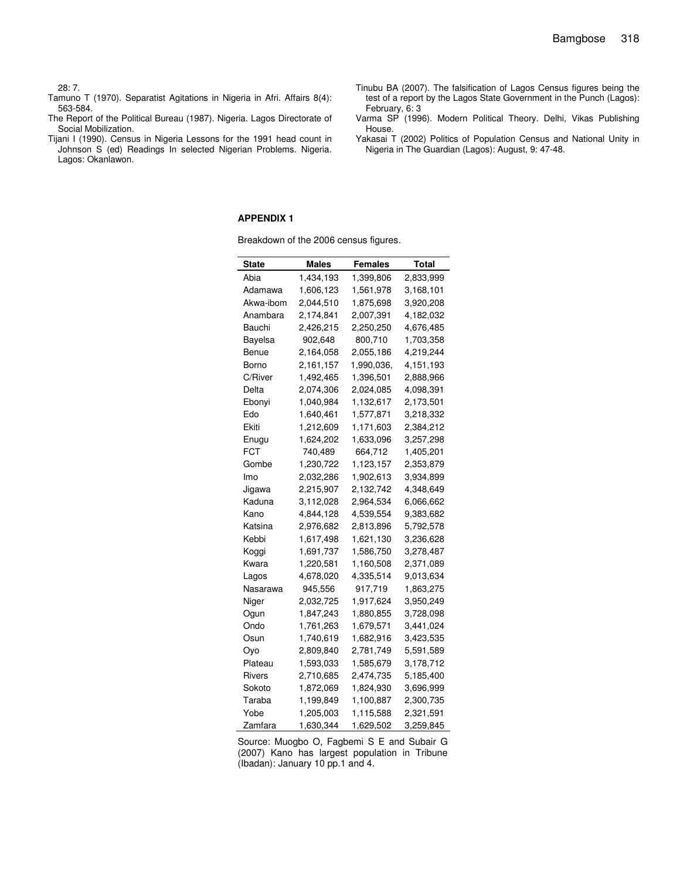28: 7.

Tamuno T (1970). Separatist Agitations in Nigeria in Afri. Affairs 8(4): 563-584.

The Report of the Political Bureau (1987). Nigeria. Lagos Directorate of Social Mobilization.

Tijani I (1990). Census in Nigeria Lessons for the 1991 head count in Johnson S (ed) Readings In selected Nigerian Problems. Nigeria. Lagos: Okanlawon.

Tinubu BA (2007). The falsification of Lagos Census figures being the test of a report by the Lagos State Government in the Punch (Lagos): February, 6: 3

Varma SP (1996). Modern Political Theory. Delhi, Vikas Publishing House.

Yakasai T (2002) Politics of Population Census and National Unity in Nigeria in The Guardian (Lagos): August, 9: 47-48.

**APPENDIX 1**

Breakdown of the 2006 census figures.

| State | Males | Females | Total |
|---|---|---|---|
| Abia | 1,434,193 | 1,399,806 | 2,833,999 |
| Adamawa | 1,606,123 | 1,561,978 | 3,168,101 |
| Akwa-ibom | 2,044,510 | 1,875,698 | 3,920,208 |
| Anambara | 2,174,841 | 2,007,391 | 4,182,032 |
| Bauchi | 2,426,215 | 2,250,250 | 4,676,485 |
| Bayelsa | 902,648 | 800,710 | 1,703,358 |
| Benue | 2,164,058 | 2,055,186 | 4,219,244 |
| Borno | 2,161,157 | 1,990,036, | 4,151,193 |
| C/River | 1,492,465 | 1,396,501 | 2,888,966 |
| Delta | 2,074,306 | 2,024,085 | 4,098,391 |
| Ebonyi | 1,040,984 | 1,132,617 | 2,173,501 |
| Edo | 1,640,461 | 1,577,871 | 3,218,332 |
| Ekiti | 1,212,609 | 1,171,603 | 2,384,212 |
| Enugu | 1,624,202 | 1,633,096 | 3,257,298 |
| FCT | 740,489 | 664,712 | 1,405,201 |
| Gombe | 1,230,722 | 1,123,157 | 2,353,879 |
| Imo | 2,032,286 | 1,902,613 | 3,934,899 |
| Jigawa | 2,215,907 | 2,132,742 | 4,348,649 |
| Kaduna | 3,112,028 | 2,964,534 | 6,066,662 |
| Kano | 4,844,128 | 4,539,554 | 9,383,682 |
| Katsina | 2,976,682 | 2,813,896 | 5,792,578 |
| Kebbi | 1,617,498 | 1,621,130 | 3,236,628 |
| Koggi | 1,691,737 | 1,586,750 | 3,278,487 |
| Kwara | 1,220,581 | 1,160,508 | 2,371,089 |
| Lagos | 4,678,020 | 4,335,514 | 9,013,634 |
| Nasarawa | 945,556 | 917,719 | 1,863,275 |
| Niger | 2,032,725 | 1,917,624 | 3,950,249 |
| Ogun | 1,847,243 | 1,880,855 | 3,728,098 |
| Ondo | 1,761,263 | 1,679,571 | 3,441,024 |
| Osun | 1,740,619 | 1,682,916 | 3,423,535 |
| Oyo | 2,809,840 | 2,781,749 | 5,591,589 |
| Plateau | 1,593,033 | 1,585,679 | 3,178,712 |
| Rivers | 2,710,685 | 2,474,735 | 5,185,400 |
| Sokoto | 1,872,069 | 1,824,930 | 3,696,999 |
| Taraba | 1,199,849 | 1,100,887 | 2,300,735 |
| Yobe | 1,205,003 | 1,115,588 | 2,321,591 |
| Zamfara | 1,630,344 | 1,629,502 | 3,259,845 |

Source: Muogbo O, Fagbemi S E and Subair G (2007) Kano has largest population in Tribune (Ibadan): January 10 pp.1 and 4.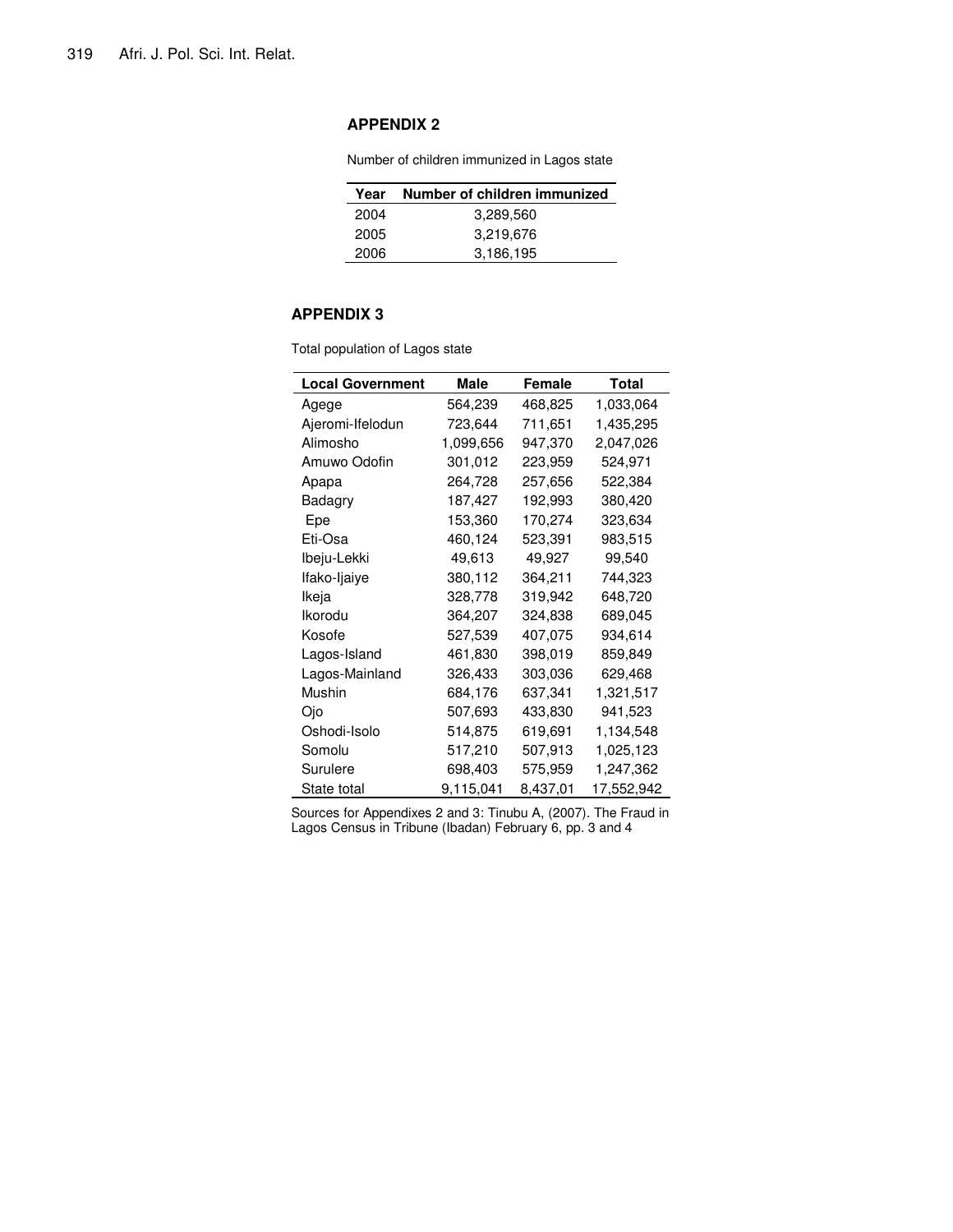## APPENDIX 2

Number of children immunized in Lagos state

| Year | Number of children immunized |
|---|---|
| 2004 | 3,289,560 |
| 2005 | 3,219,676 |
| 2006 | 3,186,195 |

## APPENDIX 3

Total population of Lagos state

| Local Government | Male | Female | Total |
|---|---|---|---|
| Agege | 564,239 | 468,825 | 1,033,064 |
| Ajeromi-Ifelodun | 723,644 | 711,651 | 1,435,295 |
| Alimosho | 1,099,656 | 947,370 | 2,047,026 |
| Amuwo Odofin | 301,012 | 223,959 | 524,971 |
| Apapa | 264,728 | 257,656 | 522,384 |
| Badagry | 187,427 | 192,993 | 380,420 |
| Epe | 153,360 | 170,274 | 323,634 |
| Eti-Osa | 460,124 | 523,391 | 983,515 |
| Ibeju-Lekki | 49,613 | 49,927 | 99,540 |
| Ifako-Ijaiye | 380,112 | 364,211 | 744,323 |
| Ikeja | 328,778 | 319,942 | 648,720 |
| Ikorodu | 364,207 | 324,838 | 689,045 |
| Kosofe | 527,539 | 407,075 | 934,614 |
| Lagos-Island | 461,830 | 398,019 | 859,849 |
| Lagos-Mainland | 326,433 | 303,036 | 629,468 |
| Mushin | 684,176 | 637,341 | 1,321,517 |
| Ojo | 507,693 | 433,830 | 941,523 |
| Oshodi-Isolo | 514,875 | 619,691 | 1,134,548 |
| Somolu | 517,210 | 507,913 | 1,025,123 |
| Surulere | 698,403 | 575,959 | 1,247,362 |
| State total | 9,115,041 | 8,437,01 | 17,552,942 |

Sources for Appendixes 2 and 3: Tinubu A, (2007). The Fraud in Lagos Census in Tribune (Ibadan) February 6, pp. 3 and 4